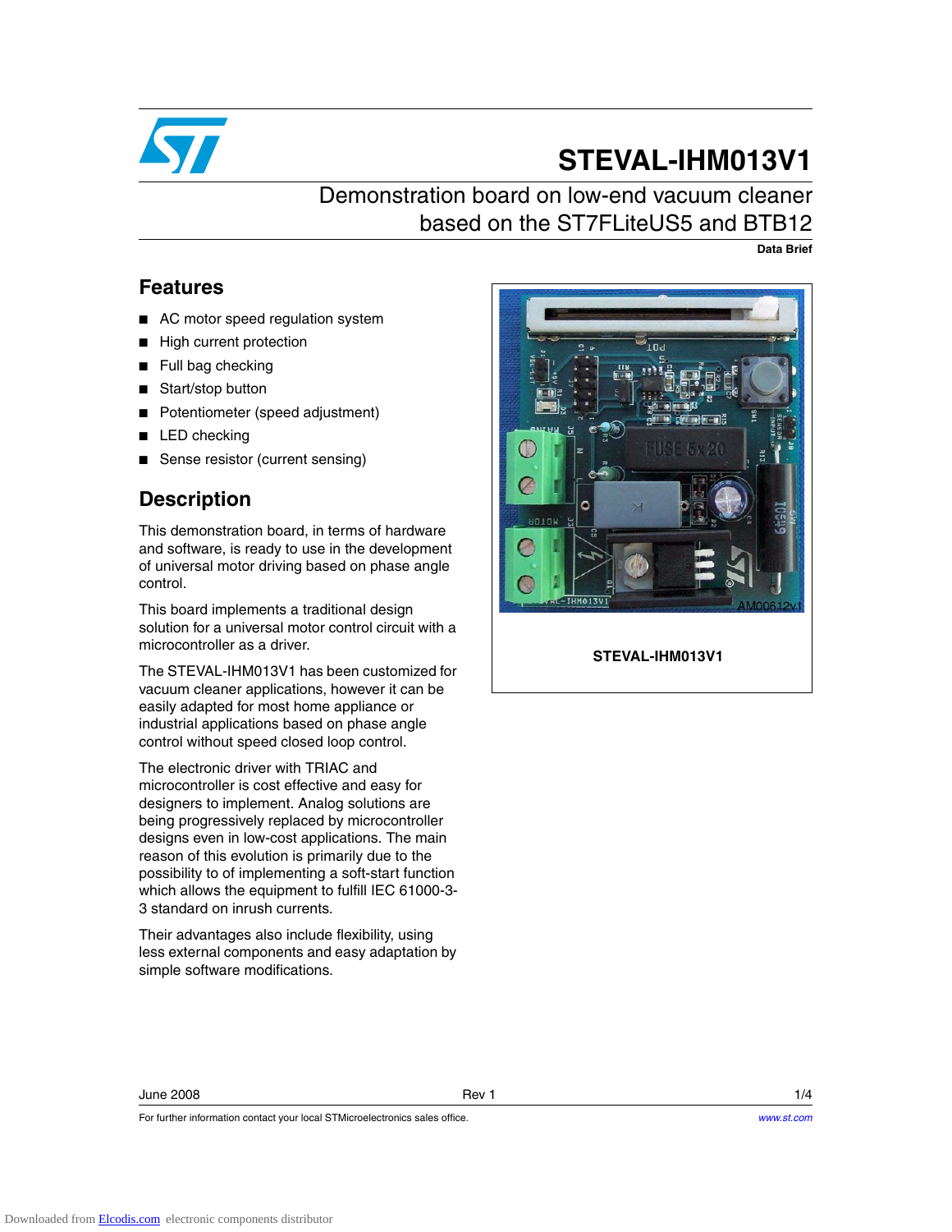# STEVAL-IHM013V1

## Demonstration board on low-end vacuum cleaner based on the ST7FLiteUS5 and BTB12

**Data Brief**

## Features

- AC motor speed regulation system
- High current protection
- Full bag checking
- Start/stop button
- Potentiometer (speed adjustment)
- LED checking
- Sense resistor (current sensing)

## Description

This demonstration board, in terms of hardware and software, is ready to use in the development of universal motor driving based on phase angle control.

This board implements a traditional design solution for a universal motor control circuit with a microcontroller as a driver.

The STEVAL-IHM013V1 has been customized for vacuum cleaner applications, however it can be easily adapted for most home appliance or industrial applications based on phase angle control without speed closed loop control.

The electronic driver with TRIAC and microcontroller is cost effective and easy for designers to implement. Analog solutions are being progressively replaced by microcontroller designs even in low-cost applications. The main reason of this evolution is primarily due to the possibility to of implementing a soft-start function which allows the equipment to fulfill IEC 61000-3-3 standard on inrush currents.

Their advantages also include flexibility, using less external components and easy adaptation by simple software modifications.

STEVAL-IHM013V1

June 2008 Rev 1

For further information contact your local STMicroelectronics sales office. www.st.com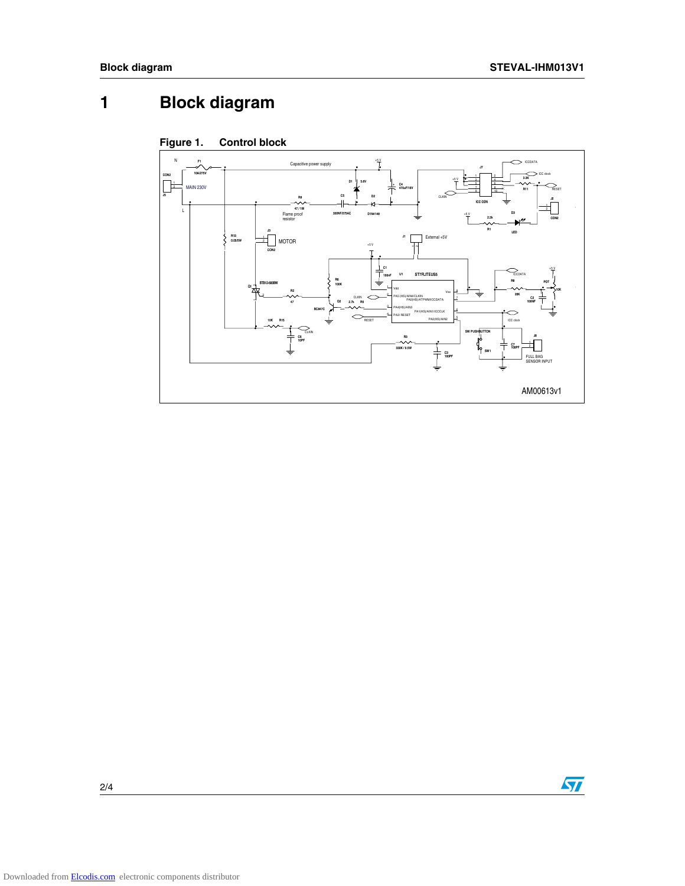# 1 Block diagram

**Figure 1. Control block**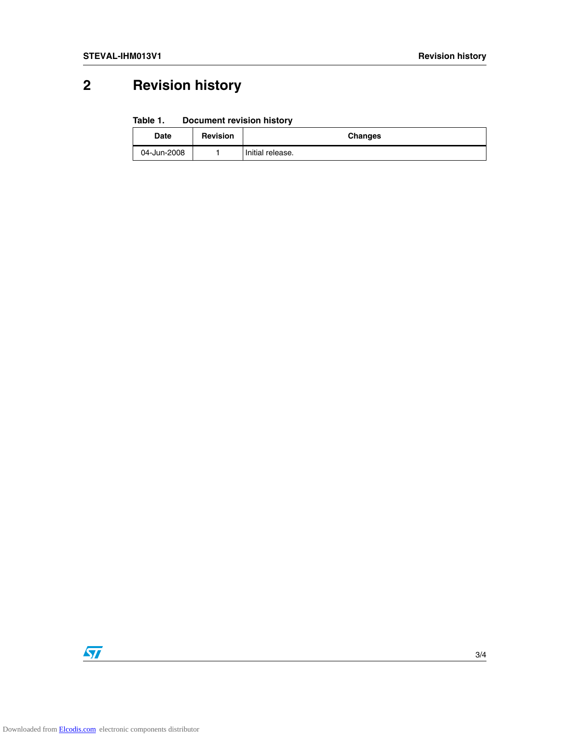## 2 Revision history

**Table 1. Document revision history**

| Date | Revision | Changes |
|---|---|---|
| 04-Jun-2008 | 1 | Initial release. |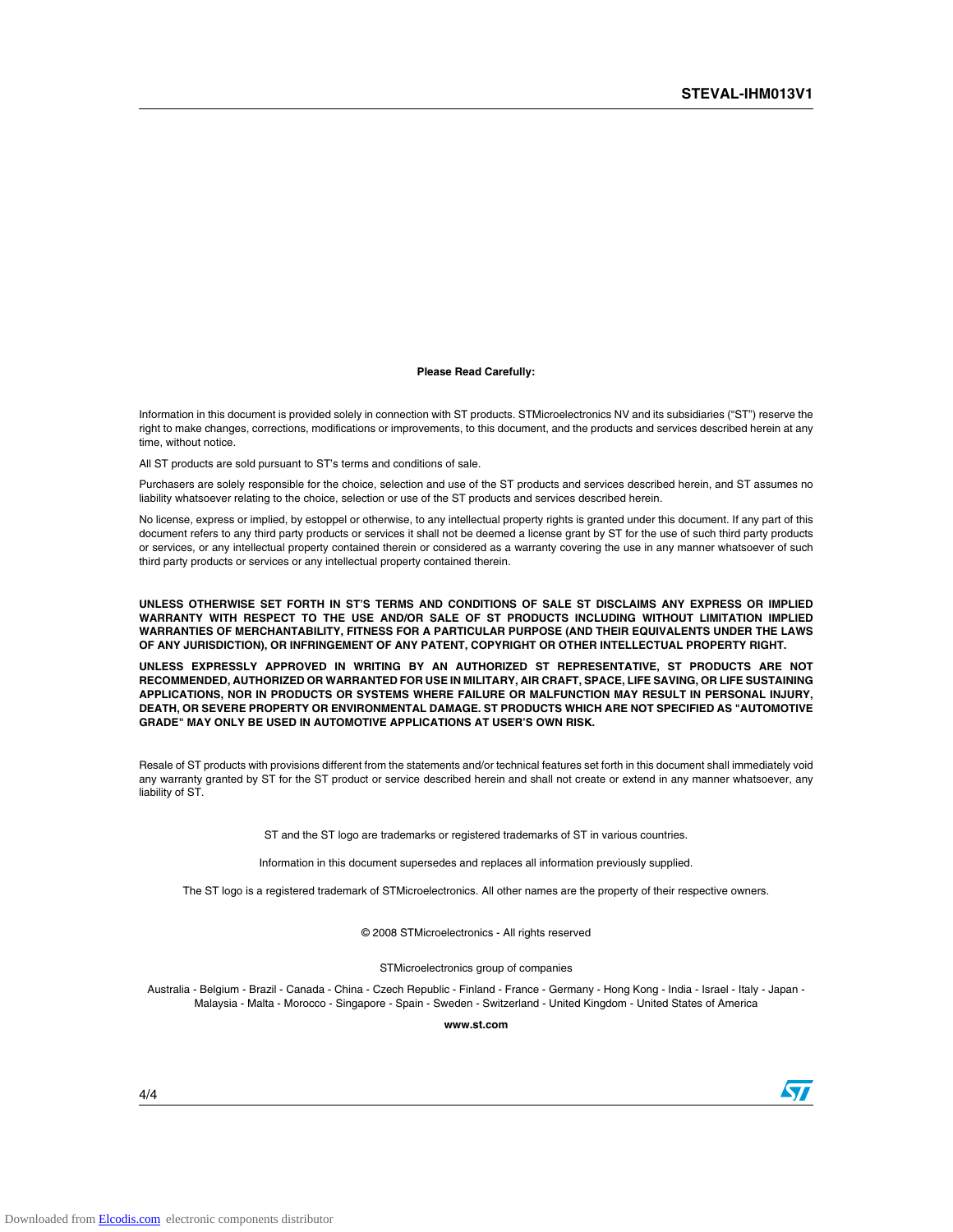**Please Read Carefully:**

Information in this document is provided solely in connection with ST products. STMicroelectronics NV and its subsidiaries (“ST”) reserve the right to make changes, corrections, modifications or improvements, to this document, and the products and services described herein at any time, without notice.

All ST products are sold pursuant to ST’s terms and conditions of sale.

Purchasers are solely responsible for the choice, selection and use of the ST products and services described herein, and ST assumes no liability whatsoever relating to the choice, selection or use of the ST products and services described herein.

No license, express or implied, by estoppel or otherwise, to any intellectual property rights is granted under this document. If any part of this document refers to any third party products or services it shall not be deemed a license grant by ST for the use of such third party products or services, or any intellectual property contained therein or considered as a warranty covering the use in any manner whatsoever of such third party products or services or any intellectual property contained therein.

**UNLESS OTHERWISE SET FORTH IN ST’S TERMS AND CONDITIONS OF SALE ST DISCLAIMS ANY EXPRESS OR IMPLIED WARRANTY WITH RESPECT TO THE USE AND/OR SALE OF ST PRODUCTS INCLUDING WITHOUT LIMITATION IMPLIED WARRANTIES OF MERCHANTABILITY, FITNESS FOR A PARTICULAR PURPOSE (AND THEIR EQUIVALENTS UNDER THE LAWS OF ANY JURISDICTION), OR INFRINGEMENT OF ANY PATENT, COPYRIGHT OR OTHER INTELLECTUAL PROPERTY RIGHT.**

**UNLESS EXPRESSLY APPROVED IN WRITING BY AN AUTHORIZED ST REPRESENTATIVE, ST PRODUCTS ARE NOT RECOMMENDED, AUTHORIZED OR WARRANTED FOR USE IN MILITARY, AIR CRAFT, SPACE, LIFE SAVING, OR LIFE SUSTAINING APPLICATIONS, NOR IN PRODUCTS OR SYSTEMS WHERE FAILURE OR MALFUNCTION MAY RESULT IN PERSONAL INJURY, DEATH, OR SEVERE PROPERTY OR ENVIRONMENTAL DAMAGE. ST PRODUCTS WHICH ARE NOT SPECIFIED AS "AUTOMOTIVE GRADE" MAY ONLY BE USED IN AUTOMOTIVE APPLICATIONS AT USER’S OWN RISK.**

Resale of ST products with provisions different from the statements and/or technical features set forth in this document shall immediately void any warranty granted by ST for the ST product or service described herein and shall not create or extend in any manner whatsoever, any liability of ST.

ST and the ST logo are trademarks or registered trademarks of ST in various countries.

Information in this document supersedes and replaces all information previously supplied.

The ST logo is a registered trademark of STMicroelectronics. All other names are the property of their respective owners.

© 2008 STMicroelectronics - All rights reserved

STMicroelectronics group of companies

Australia - Belgium - Brazil - Canada - China - Czech Republic - Finland - France - Germany - Hong Kong - India - Israel - Italy - Japan - Malaysia - Malta - Morocco - Singapore - Spain - Sweden - Switzerland - United Kingdom - United States of America

**www.st.com**